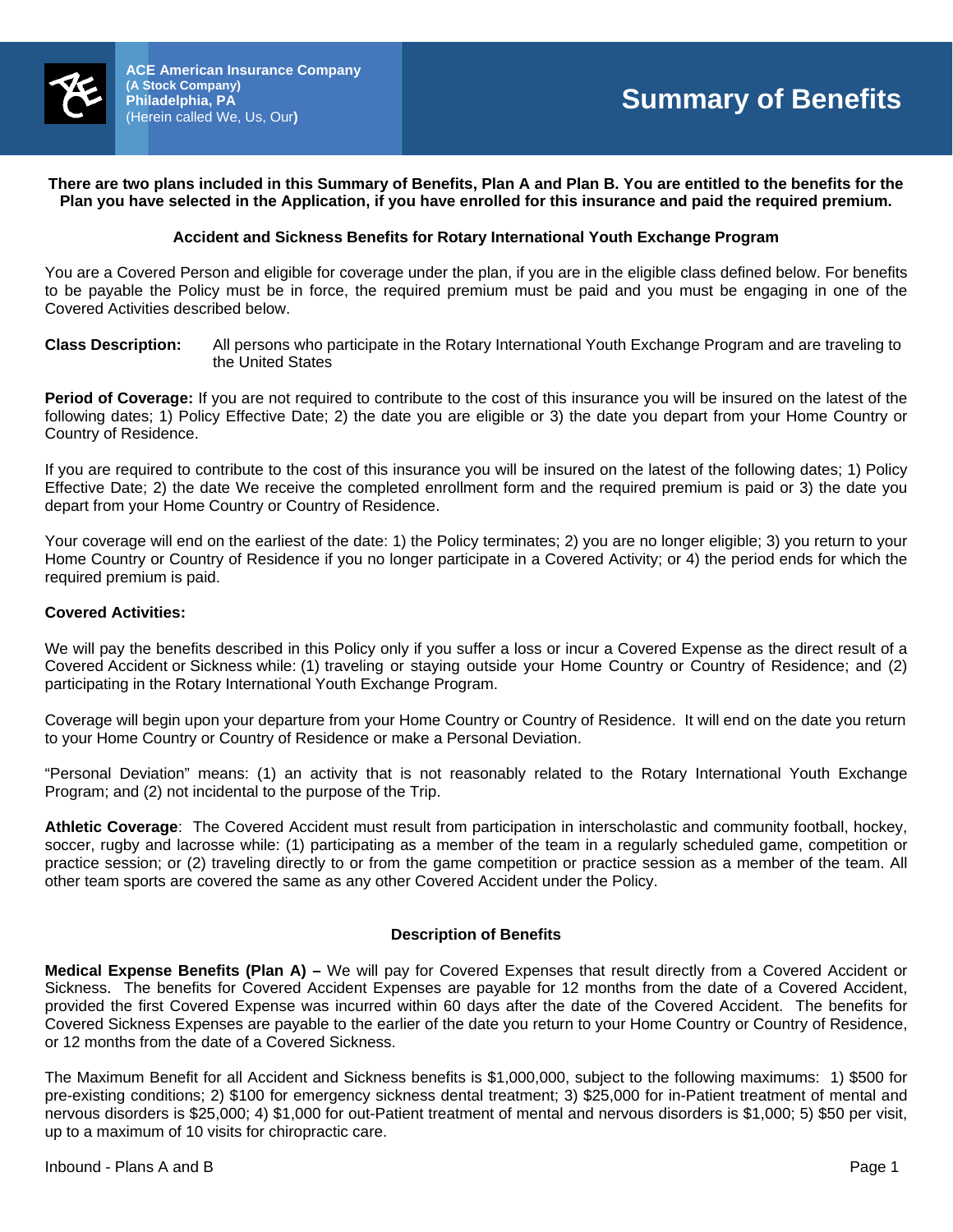**ACE American Insurance Company**
**(A Stock Company)**
**Philadelphia, PA**
(Herein called We, Us, Our**)**

# Summary of Benefits

**There are two plans included in this Summary of Benefits, Plan A and Plan B. You are entitled to the benefits for the Plan you have selected in the Application, if you have enrolled for this insurance and paid the required premium.**

**Accident and Sickness Benefits for Rotary International Youth Exchange Program**

You are a Covered Person and eligible for coverage under the plan, if you are in the eligible class defined below. For benefits to be payable the Policy must be in force, the required premium must be paid and you must be engaging in one of the Covered Activities described below.

**Class Description:** All persons who participate in the Rotary International Youth Exchange Program and are traveling to the United States

**Period of Coverage:** If you are not required to contribute to the cost of this insurance you will be insured on the latest of the following dates; 1) Policy Effective Date; 2) the date you are eligible or 3) the date you depart from your Home Country or Country of Residence.

If you are required to contribute to the cost of this insurance you will be insured on the latest of the following dates; 1) Policy Effective Date; 2) the date We receive the completed enrollment form and the required premium is paid or 3) the date you depart from your Home Country or Country of Residence.

Your coverage will end on the earliest of the date: 1) the Policy terminates; 2) you are no longer eligible; 3) you return to your Home Country or Country of Residence if you no longer participate in a Covered Activity; or 4) the period ends for which the required premium is paid.

**Covered Activities:**

We will pay the benefits described in this Policy only if you suffer a loss or incur a Covered Expense as the direct result of a Covered Accident or Sickness while: (1) traveling or staying outside your Home Country or Country of Residence; and (2) participating in the Rotary International Youth Exchange Program.

Coverage will begin upon your departure from your Home Country or Country of Residence. It will end on the date you return to your Home Country or Country of Residence or make a Personal Deviation.

"Personal Deviation" means: (1) an activity that is not reasonably related to the Rotary International Youth Exchange Program; and (2) not incidental to the purpose of the Trip.

**Athletic Coverage**: The Covered Accident must result from participation in interscholastic and community football, hockey, soccer, rugby and lacrosse while: (1) participating as a member of the team in a regularly scheduled game, competition or practice session; or (2) traveling directly to or from the game competition or practice session as a member of the team. All other team sports are covered the same as any other Covered Accident under the Policy.

**Description of Benefits**

**Medical Expense Benefits (Plan A) –** We will pay for Covered Expenses that result directly from a Covered Accident or Sickness. The benefits for Covered Accident Expenses are payable for 12 months from the date of a Covered Accident, provided the first Covered Expense was incurred within 60 days after the date of the Covered Accident. The benefits for Covered Sickness Expenses are payable to the earlier of the date you return to your Home Country or Country of Residence, or 12 months from the date of a Covered Sickness.

The Maximum Benefit for all Accident and Sickness benefits is $1,000,000, subject to the following maximums: 1) $500 for pre-existing conditions; 2) $100 for emergency sickness dental treatment; 3) $25,000 for in-Patient treatment of mental and nervous disorders is $25,000; 4) $1,000 for out-Patient treatment of mental and nervous disorders is $1,000; 5) $50 per visit, up to a maximum of 10 visits for chiropractic care.

Inbound - Plans A and B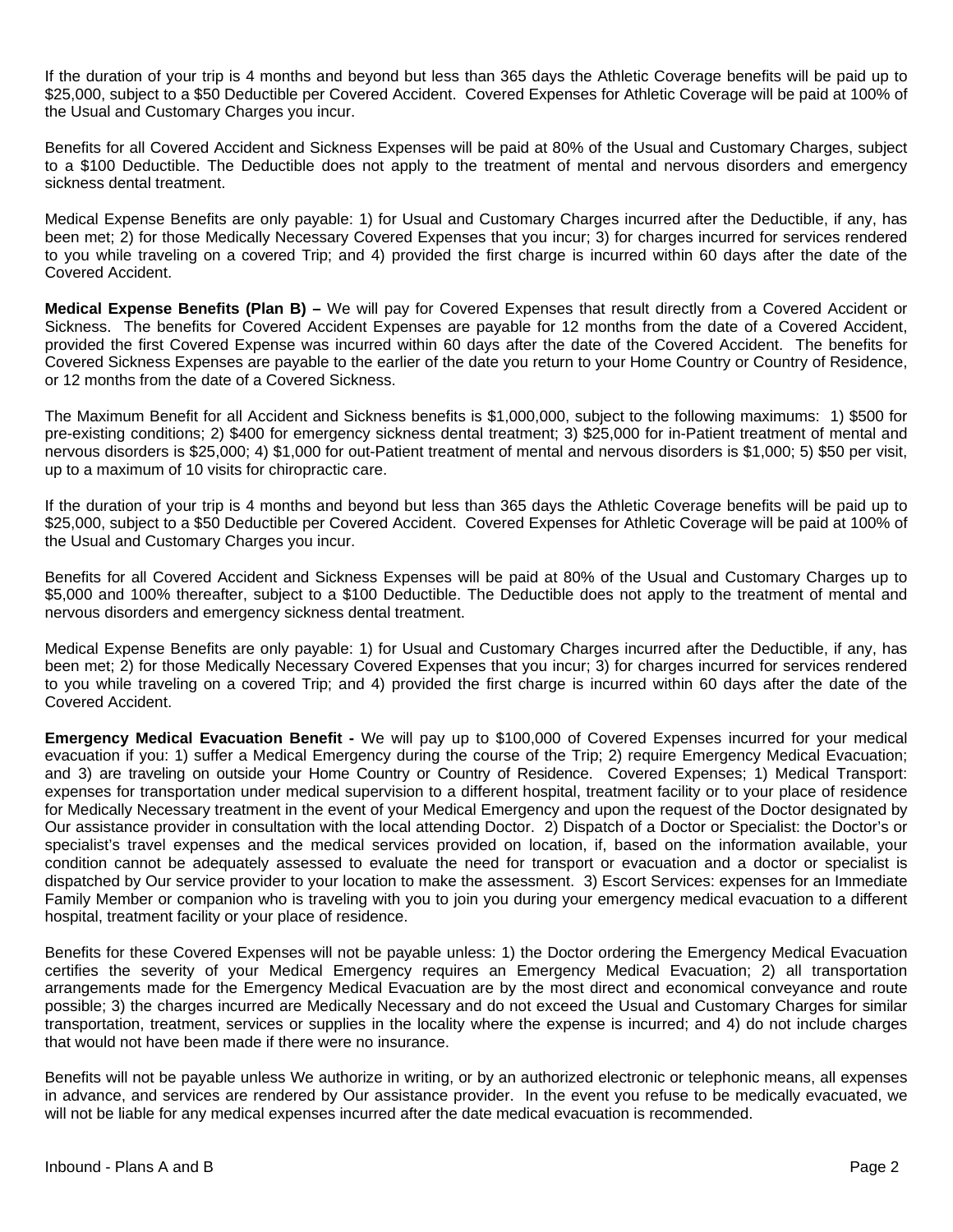If the duration of your trip is 4 months and beyond but less than 365 days the Athletic Coverage benefits will be paid up to $25,000, subject to a $50 Deductible per Covered Accident. Covered Expenses for Athletic Coverage will be paid at 100% of the Usual and Customary Charges you incur.

Benefits for all Covered Accident and Sickness Expenses will be paid at 80% of the Usual and Customary Charges, subject to a $100 Deductible. The Deductible does not apply to the treatment of mental and nervous disorders and emergency sickness dental treatment.

Medical Expense Benefits are only payable: 1) for Usual and Customary Charges incurred after the Deductible, if any, has been met; 2) for those Medically Necessary Covered Expenses that you incur; 3) for charges incurred for services rendered to you while traveling on a covered Trip; and 4) provided the first charge is incurred within 60 days after the date of the Covered Accident.

**Medical Expense Benefits (Plan B) –** We will pay for Covered Expenses that result directly from a Covered Accident or Sickness. The benefits for Covered Accident Expenses are payable for 12 months from the date of a Covered Accident, provided the first Covered Expense was incurred within 60 days after the date of the Covered Accident. The benefits for Covered Sickness Expenses are payable to the earlier of the date you return to your Home Country or Country of Residence, or 12 months from the date of a Covered Sickness.

The Maximum Benefit for all Accident and Sickness benefits is $1,000,000, subject to the following maximums: 1) $500 for pre-existing conditions; 2) $400 for emergency sickness dental treatment; 3) $25,000 for in-Patient treatment of mental and nervous disorders is $25,000; 4) $1,000 for out-Patient treatment of mental and nervous disorders is $1,000; 5) $50 per visit, up to a maximum of 10 visits for chiropractic care.

If the duration of your trip is 4 months and beyond but less than 365 days the Athletic Coverage benefits will be paid up to $25,000, subject to a $50 Deductible per Covered Accident. Covered Expenses for Athletic Coverage will be paid at 100% of the Usual and Customary Charges you incur.

Benefits for all Covered Accident and Sickness Expenses will be paid at 80% of the Usual and Customary Charges up to $5,000 and 100% thereafter, subject to a $100 Deductible. The Deductible does not apply to the treatment of mental and nervous disorders and emergency sickness dental treatment.

Medical Expense Benefits are only payable: 1) for Usual and Customary Charges incurred after the Deductible, if any, has been met; 2) for those Medically Necessary Covered Expenses that you incur; 3) for charges incurred for services rendered to you while traveling on a covered Trip; and 4) provided the first charge is incurred within 60 days after the date of the Covered Accident.

**Emergency Medical Evacuation Benefit -** We will pay up to $100,000 of Covered Expenses incurred for your medical evacuation if you: 1) suffer a Medical Emergency during the course of the Trip; 2) require Emergency Medical Evacuation; and 3) are traveling on outside your Home Country or Country of Residence. Covered Expenses; 1) Medical Transport: expenses for transportation under medical supervision to a different hospital, treatment facility or to your place of residence for Medically Necessary treatment in the event of your Medical Emergency and upon the request of the Doctor designated by Our assistance provider in consultation with the local attending Doctor. 2) Dispatch of a Doctor or Specialist: the Doctor's or specialist's travel expenses and the medical services provided on location, if, based on the information available, your condition cannot be adequately assessed to evaluate the need for transport or evacuation and a doctor or specialist is dispatched by Our service provider to your location to make the assessment. 3) Escort Services: expenses for an Immediate Family Member or companion who is traveling with you to join you during your emergency medical evacuation to a different hospital, treatment facility or your place of residence.

Benefits for these Covered Expenses will not be payable unless: 1) the Doctor ordering the Emergency Medical Evacuation certifies the severity of your Medical Emergency requires an Emergency Medical Evacuation; 2) all transportation arrangements made for the Emergency Medical Evacuation are by the most direct and economical conveyance and route possible; 3) the charges incurred are Medically Necessary and do not exceed the Usual and Customary Charges for similar transportation, treatment, services or supplies in the locality where the expense is incurred; and 4) do not include charges that would not have been made if there were no insurance.

Benefits will not be payable unless We authorize in writing, or by an authorized electronic or telephonic means, all expenses in advance, and services are rendered by Our assistance provider. In the event you refuse to be medically evacuated, we will not be liable for any medical expenses incurred after the date medical evacuation is recommended.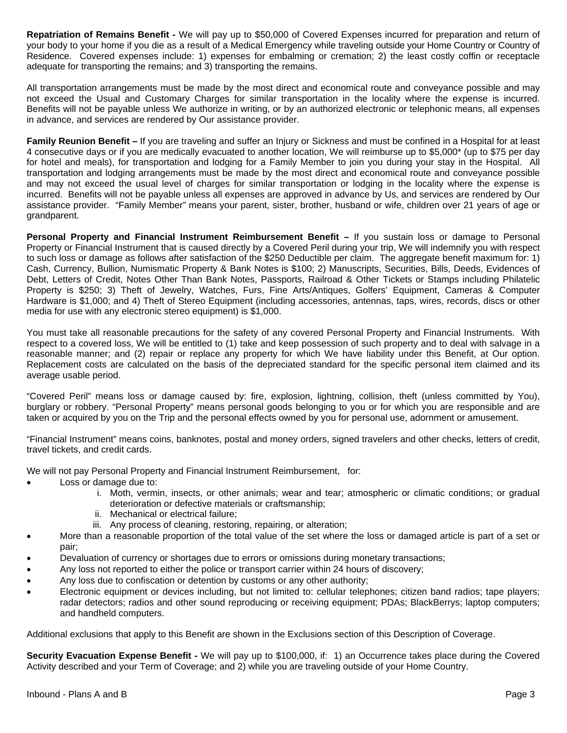**Repatriation of Remains Benefit -** We will pay up to $50,000 of Covered Expenses incurred for preparation and return of your body to your home if you die as a result of a Medical Emergency while traveling outside your Home Country or Country of Residence. Covered expenses include: 1) expenses for embalming or cremation; 2) the least costly coffin or receptacle adequate for transporting the remains; and 3) transporting the remains.

All transportation arrangements must be made by the most direct and economical route and conveyance possible and may not exceed the Usual and Customary Charges for similar transportation in the locality where the expense is incurred. Benefits will not be payable unless We authorize in writing, or by an authorized electronic or telephonic means, all expenses in advance, and services are rendered by Our assistance provider.

**Family Reunion Benefit –** If you are traveling and suffer an Injury or Sickness and must be confined in a Hospital for at least 4 consecutive days or if you are medically evacuated to another location, We will reimburse up to $5,000* (up to $75 per day for hotel and meals), for transportation and lodging for a Family Member to join you during your stay in the Hospital. All transportation and lodging arrangements must be made by the most direct and economical route and conveyance possible and may not exceed the usual level of charges for similar transportation or lodging in the locality where the expense is incurred. Benefits will not be payable unless all expenses are approved in advance by Us, and services are rendered by Our assistance provider. "Family Member" means your parent, sister, brother, husband or wife, children over 21 years of age or grandparent.

**Personal Property and Financial Instrument Reimbursement Benefit –** If you sustain loss or damage to Personal Property or Financial Instrument that is caused directly by a Covered Peril during your trip, We will indemnify you with respect to such loss or damage as follows after satisfaction of the $250 Deductible per claim. The aggregate benefit maximum for: 1) Cash, Currency, Bullion, Numismatic Property & Bank Notes is $100; 2) Manuscripts, Securities, Bills, Deeds, Evidences of Debt, Letters of Credit, Notes Other Than Bank Notes, Passports, Railroad & Other Tickets or Stamps including Philatelic Property is $250; 3) Theft of Jewelry, Watches, Furs, Fine Arts/Antiques, Golfers' Equipment, Cameras & Computer Hardware is $1,000; and 4) Theft of Stereo Equipment (including accessories, antennas, taps, wires, records, discs or other media for use with any electronic stereo equipment) is $1,000.

You must take all reasonable precautions for the safety of any covered Personal Property and Financial Instruments. With respect to a covered loss, We will be entitled to (1) take and keep possession of such property and to deal with salvage in a reasonable manner; and (2) repair or replace any property for which We have liability under this Benefit, at Our option. Replacement costs are calculated on the basis of the depreciated standard for the specific personal item claimed and its average usable period.

"Covered Peril" means loss or damage caused by: fire, explosion, lightning, collision, theft (unless committed by You), burglary or robbery. "Personal Property" means personal goods belonging to you or for which you are responsible and are taken or acquired by you on the Trip and the personal effects owned by you for personal use, adornment or amusement.

"Financial Instrument" means coins, banknotes, postal and money orders, signed travelers and other checks, letters of credit, travel tickets, and credit cards.

We will not pay Personal Property and Financial Instrument Reimbursement, for:

- Loss or damage due to:
  i. Moth, vermin, insects, or other animals; wear and tear; atmospheric or climatic conditions; or gradual deterioration or defective materials or craftsmanship;
  ii. Mechanical or electrical failure;
  iii. Any process of cleaning, restoring, repairing, or alteration;
- More than a reasonable proportion of the total value of the set where the loss or damaged article is part of a set or pair;
- Devaluation of currency or shortages due to errors or omissions during monetary transactions;
- Any loss not reported to either the police or transport carrier within 24 hours of discovery;
- Any loss due to confiscation or detention by customs or any other authority;
- Electronic equipment or devices including, but not limited to: cellular telephones; citizen band radios; tape players; radar detectors; radios and other sound reproducing or receiving equipment; PDAs; BlackBerrys; laptop computers; and handheld computers.

Additional exclusions that apply to this Benefit are shown in the Exclusions section of this Description of Coverage.

**Security Evacuation Expense Benefit -** We will pay up to $100,000, if: 1) an Occurrence takes place during the Covered Activity described and your Term of Coverage; and 2) while you are traveling outside of your Home Country.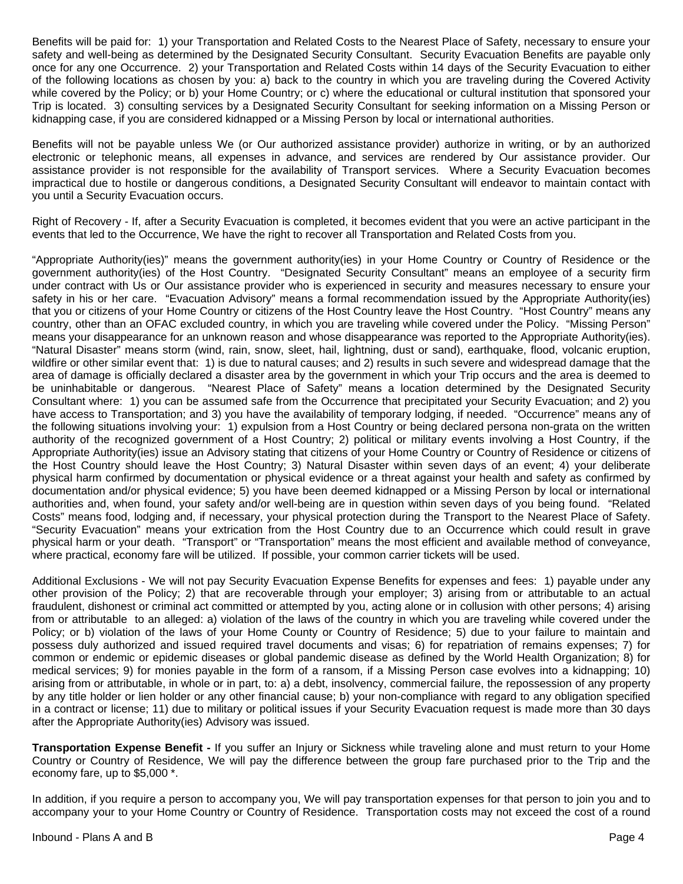Benefits will be paid for: 1) your Transportation and Related Costs to the Nearest Place of Safety, necessary to ensure your safety and well-being as determined by the Designated Security Consultant. Security Evacuation Benefits are payable only once for any one Occurrence. 2) your Transportation and Related Costs within 14 days of the Security Evacuation to either of the following locations as chosen by you: a) back to the country in which you are traveling during the Covered Activity while covered by the Policy; or b) your Home Country; or c) where the educational or cultural institution that sponsored your Trip is located. 3) consulting services by a Designated Security Consultant for seeking information on a Missing Person or kidnapping case, if you are considered kidnapped or a Missing Person by local or international authorities.

Benefits will not be payable unless We (or Our authorized assistance provider) authorize in writing, or by an authorized electronic or telephonic means, all expenses in advance, and services are rendered by Our assistance provider. Our assistance provider is not responsible for the availability of Transport services. Where a Security Evacuation becomes impractical due to hostile or dangerous conditions, a Designated Security Consultant will endeavor to maintain contact with you until a Security Evacuation occurs.

Right of Recovery - If, after a Security Evacuation is completed, it becomes evident that you were an active participant in the events that led to the Occurrence, We have the right to recover all Transportation and Related Costs from you.

"Appropriate Authority(ies)" means the government authority(ies) in your Home Country or Country of Residence or the government authority(ies) of the Host Country. "Designated Security Consultant" means an employee of a security firm under contract with Us or Our assistance provider who is experienced in security and measures necessary to ensure your safety in his or her care. "Evacuation Advisory" means a formal recommendation issued by the Appropriate Authority(ies) that you or citizens of your Home Country or citizens of the Host Country leave the Host Country. "Host Country" means any country, other than an OFAC excluded country, in which you are traveling while covered under the Policy. "Missing Person" means your disappearance for an unknown reason and whose disappearance was reported to the Appropriate Authority(ies). "Natural Disaster" means storm (wind, rain, snow, sleet, hail, lightning, dust or sand), earthquake, flood, volcanic eruption, wildfire or other similar event that: 1) is due to natural causes; and 2) results in such severe and widespread damage that the area of damage is officially declared a disaster area by the government in which your Trip occurs and the area is deemed to be uninhabitable or dangerous. "Nearest Place of Safety" means a location determined by the Designated Security Consultant where: 1) you can be assumed safe from the Occurrence that precipitated your Security Evacuation; and 2) you have access to Transportation; and 3) you have the availability of temporary lodging, if needed. "Occurrence" means any of the following situations involving your: 1) expulsion from a Host Country or being declared persona non-grata on the written authority of the recognized government of a Host Country; 2) political or military events involving a Host Country, if the Appropriate Authority(ies) issue an Advisory stating that citizens of your Home Country or Country of Residence or citizens of the Host Country should leave the Host Country; 3) Natural Disaster within seven days of an event; 4) your deliberate physical harm confirmed by documentation or physical evidence or a threat against your health and safety as confirmed by documentation and/or physical evidence; 5) you have been deemed kidnapped or a Missing Person by local or international authorities and, when found, your safety and/or well-being are in question within seven days of you being found. "Related Costs" means food, lodging and, if necessary, your physical protection during the Transport to the Nearest Place of Safety. "Security Evacuation" means your extrication from the Host Country due to an Occurrence which could result in grave physical harm or your death. "Transport" or "Transportation" means the most efficient and available method of conveyance, where practical, economy fare will be utilized. If possible, your common carrier tickets will be used.

Additional Exclusions - We will not pay Security Evacuation Expense Benefits for expenses and fees: 1) payable under any other provision of the Policy; 2) that are recoverable through your employer; 3) arising from or attributable to an actual fraudulent, dishonest or criminal act committed or attempted by you, acting alone or in collusion with other persons; 4) arising from or attributable to an alleged: a) violation of the laws of the country in which you are traveling while covered under the Policy; or b) violation of the laws of your Home County or Country of Residence; 5) due to your failure to maintain and possess duly authorized and issued required travel documents and visas; 6) for repatriation of remains expenses; 7) for common or endemic or epidemic diseases or global pandemic disease as defined by the World Health Organization; 8) for medical services; 9) for monies payable in the form of a ransom, if a Missing Person case evolves into a kidnapping; 10) arising from or attributable, in whole or in part, to: a) a debt, insolvency, commercial failure, the repossession of any property by any title holder or lien holder or any other financial cause; b) your non-compliance with regard to any obligation specified in a contract or license; 11) due to military or political issues if your Security Evacuation request is made more than 30 days after the Appropriate Authority(ies) Advisory was issued.

**Transportation Expense Benefit -** If you suffer an Injury or Sickness while traveling alone and must return to your Home Country or Country of Residence, We will pay the difference between the group fare purchased prior to the Trip and the economy fare, up to $5,000 *.

In addition, if you require a person to accompany you, We will pay transportation expenses for that person to join you and to accompany your to your Home Country or Country of Residence. Transportation costs may not exceed the cost of a round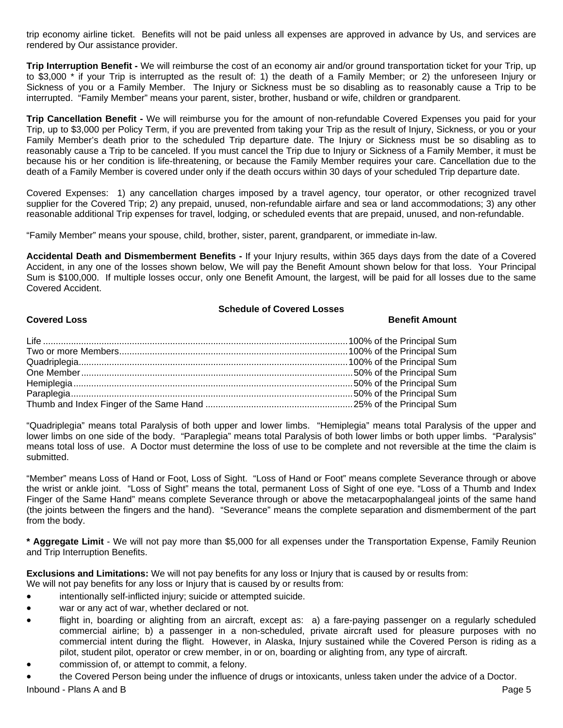trip economy airline ticket. Benefits will not be paid unless all expenses are approved in advance by Us, and services are rendered by Our assistance provider.

**Trip Interruption Benefit -** We will reimburse the cost of an economy air and/or ground transportation ticket for your Trip, up to $3,000 * if your Trip is interrupted as the result of: 1) the death of a Family Member; or 2) the unforeseen Injury or Sickness of you or a Family Member. The Injury or Sickness must be so disabling as to reasonably cause a Trip to be interrupted. "Family Member" means your parent, sister, brother, husband or wife, children or grandparent.

**Trip Cancellation Benefit -** We will reimburse you for the amount of non-refundable Covered Expenses you paid for your Trip, up to $3,000 per Policy Term, if you are prevented from taking your Trip as the result of Injury, Sickness, or you or your Family Member's death prior to the scheduled Trip departure date. The Injury or Sickness must be so disabling as to reasonably cause a Trip to be canceled. If you must cancel the Trip due to Injury or Sickness of a Family Member, it must be because his or her condition is life-threatening, or because the Family Member requires your care. Cancellation due to the death of a Family Member is covered under only if the death occurs within 30 days of your scheduled Trip departure date.

Covered Expenses: 1) any cancellation charges imposed by a travel agency, tour operator, or other recognized travel supplier for the Covered Trip; 2) any prepaid, unused, non-refundable airfare and sea or land accommodations; 3) any other reasonable additional Trip expenses for travel, lodging, or scheduled events that are prepaid, unused, and non-refundable.

"Family Member" means your spouse, child, brother, sister, parent, grandparent, or immediate in-law.

**Accidental Death and Dismemberment Benefits -** If your Injury results, within 365 days days from the date of a Covered Accident, in any one of the losses shown below, We will pay the Benefit Amount shown below for that loss. Your Principal Sum is $100,000. If multiple losses occur, only one Benefit Amount, the largest, will be paid for all losses due to the same Covered Accident.

**Schedule of Covered Losses**

| Covered Loss | Benefit Amount |
|---|---|
| Life | 100% of the Principal Sum |
| Two or more Members | 100% of the Principal Sum |
| Quadriplegia | 100% of the Principal Sum |
| One Member | 50% of the Principal Sum |
| Hemiplegia | 50% of the Principal Sum |
| Paraplegia | 50% of the Principal Sum |
| Thumb and Index Finger of the Same Hand | 25% of the Principal Sum |

"Quadriplegia" means total Paralysis of both upper and lower limbs. "Hemiplegia" means total Paralysis of the upper and lower limbs on one side of the body. "Paraplegia" means total Paralysis of both lower limbs or both upper limbs. "Paralysis" means total loss of use. A Doctor must determine the loss of use to be complete and not reversible at the time the claim is submitted.

"Member" means Loss of Hand or Foot, Loss of Sight. "Loss of Hand or Foot" means complete Severance through or above the wrist or ankle joint. "Loss of Sight" means the total, permanent Loss of Sight of one eye. "Loss of a Thumb and Index Finger of the Same Hand" means complete Severance through or above the metacarpophalangeal joints of the same hand (the joints between the fingers and the hand). "Severance" means the complete separation and dismemberment of the part from the body.

**\* Aggregate Limit** - We will not pay more than $5,000 for all expenses under the Transportation Expense, Family Reunion and Trip Interruption Benefits.

**Exclusions and Limitations:** We will not pay benefits for any loss or Injury that is caused by or results from:
We will not pay benefits for any loss or Injury that is caused by or results from:

- intentionally self-inflicted injury; suicide or attempted suicide.
- war or any act of war, whether declared or not.
- flight in, boarding or alighting from an aircraft, except as: a) a fare-paying passenger on a regularly scheduled commercial airline; b) a passenger in a non-scheduled, private aircraft used for pleasure purposes with no commercial intent during the flight. However, in Alaska, Injury sustained while the Covered Person is riding as a pilot, student pilot, operator or crew member, in or on, boarding or alighting from, any type of aircraft.
- commission of, or attempt to commit, a felony.
- the Covered Person being under the influence of drugs or intoxicants, unless taken under the advice of a Doctor.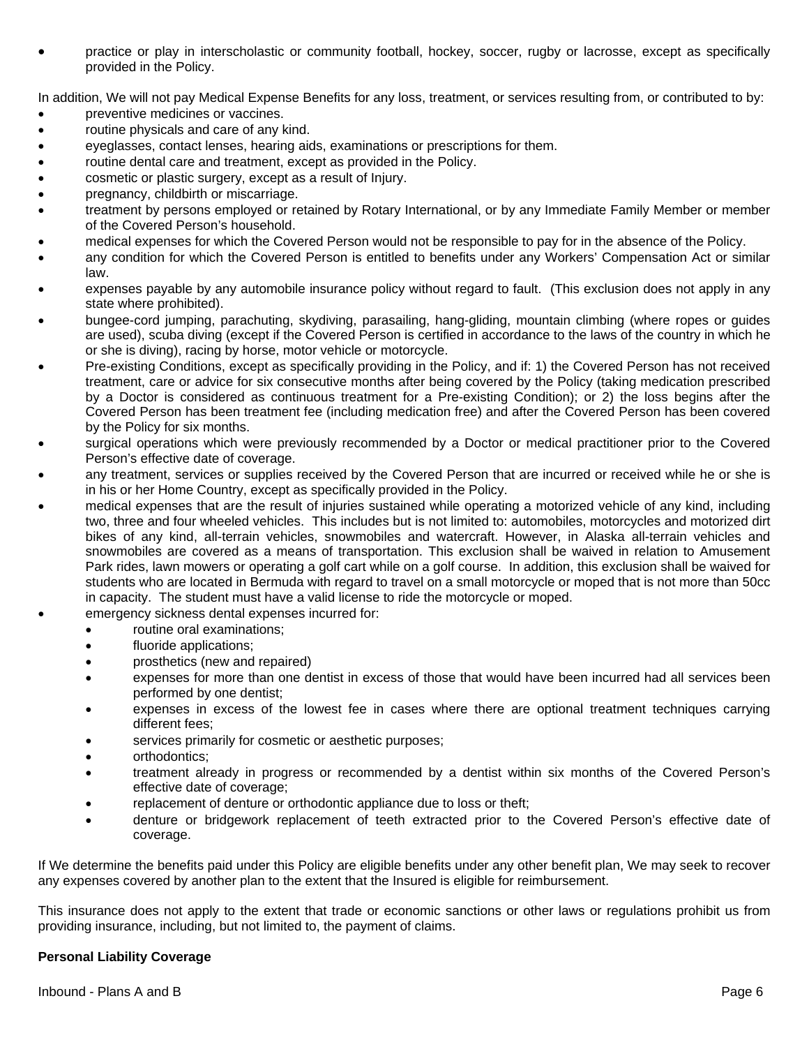- practice or play in interscholastic or community football, hockey, soccer, rugby or lacrosse, except as specifically provided in the Policy.

In addition, We will not pay Medical Expense Benefits for any loss, treatment, or services resulting from, or contributed to by:

- preventive medicines or vaccines.
- routine physicals and care of any kind.
- eyeglasses, contact lenses, hearing aids, examinations or prescriptions for them.
- routine dental care and treatment, except as provided in the Policy.
- cosmetic or plastic surgery, except as a result of Injury.
- pregnancy, childbirth or miscarriage.
- treatment by persons employed or retained by Rotary International, or by any Immediate Family Member or member of the Covered Person's household.
- medical expenses for which the Covered Person would not be responsible to pay for in the absence of the Policy.
- any condition for which the Covered Person is entitled to benefits under any Workers' Compensation Act or similar law.
- expenses payable by any automobile insurance policy without regard to fault. (This exclusion does not apply in any state where prohibited).
- bungee-cord jumping, parachuting, skydiving, parasailing, hang-gliding, mountain climbing (where ropes or guides are used), scuba diving (except if the Covered Person is certified in accordance to the laws of the country in which he or she is diving), racing by horse, motor vehicle or motorcycle.
- Pre-existing Conditions, except as specifically providing in the Policy, and if: 1) the Covered Person has not received treatment, care or advice for six consecutive months after being covered by the Policy (taking medication prescribed by a Doctor is considered as continuous treatment for a Pre-existing Condition); or 2) the loss begins after the Covered Person has been treatment fee (including medication free) and after the Covered Person has been covered by the Policy for six months.
- surgical operations which were previously recommended by a Doctor or medical practitioner prior to the Covered Person's effective date of coverage.
- any treatment, services or supplies received by the Covered Person that are incurred or received while he or she is in his or her Home Country, except as specifically provided in the Policy.
- medical expenses that are the result of injuries sustained while operating a motorized vehicle of any kind, including two, three and four wheeled vehicles. This includes but is not limited to: automobiles, motorcycles and motorized dirt bikes of any kind, all-terrain vehicles, snowmobiles and watercraft. However, in Alaska all-terrain vehicles and snowmobiles are covered as a means of transportation. This exclusion shall be waived in relation to Amusement Park rides, lawn mowers or operating a golf cart while on a golf course. In addition, this exclusion shall be waived for students who are located in Bermuda with regard to travel on a small motorcycle or moped that is not more than 50cc in capacity. The student must have a valid license to ride the motorcycle or moped.
- emergency sickness dental expenses incurred for:
  - routine oral examinations;
  - fluoride applications;
  - prosthetics (new and repaired)
  - expenses for more than one dentist in excess of those that would have been incurred had all services been performed by one dentist;
  - expenses in excess of the lowest fee in cases where there are optional treatment techniques carrying different fees;
  - services primarily for cosmetic or aesthetic purposes;
  - orthodontics;
  - treatment already in progress or recommended by a dentist within six months of the Covered Person's effective date of coverage;
  - replacement of denture or orthodontic appliance due to loss or theft;
  - denture or bridgework replacement of teeth extracted prior to the Covered Person's effective date of coverage.

If We determine the benefits paid under this Policy are eligible benefits under any other benefit plan, We may seek to recover any expenses covered by another plan to the extent that the Insured is eligible for reimbursement.

This insurance does not apply to the extent that trade or economic sanctions or other laws or regulations prohibit us from providing insurance, including, but not limited to, the payment of claims.

**Personal Liability Coverage**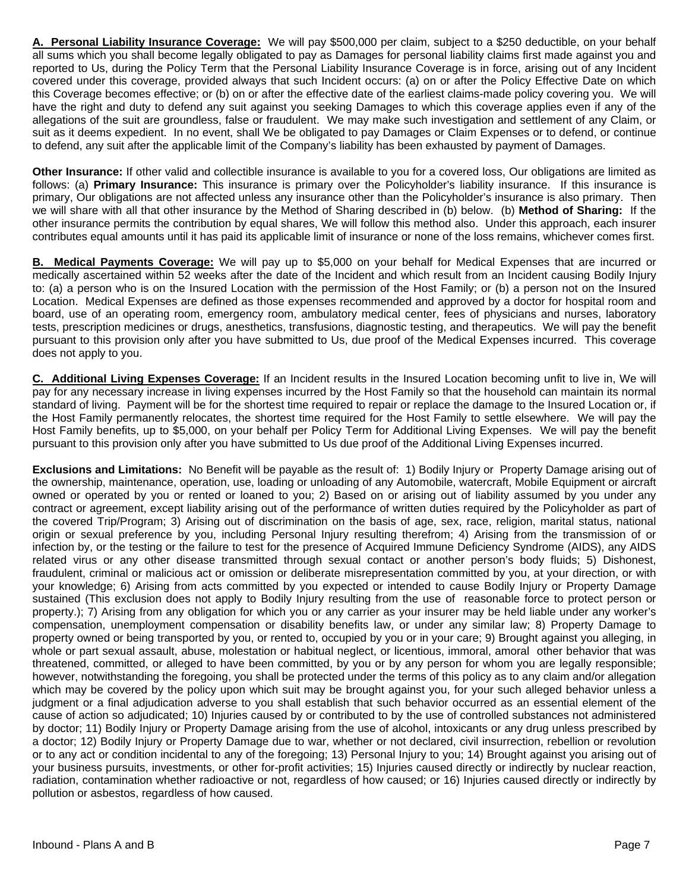**A. Personal Liability Insurance Coverage:** We will pay $500,000 per claim, subject to a $250 deductible, on your behalf all sums which you shall become legally obligated to pay as Damages for personal liability claims first made against you and reported to Us, during the Policy Term that the Personal Liability Insurance Coverage is in force, arising out of any Incident covered under this coverage, provided always that such Incident occurs: (a) on or after the Policy Effective Date on which this Coverage becomes effective; or (b) on or after the effective date of the earliest claims-made policy covering you. We will have the right and duty to defend any suit against you seeking Damages to which this coverage applies even if any of the allegations of the suit are groundless, false or fraudulent. We may make such investigation and settlement of any Claim, or suit as it deems expedient. In no event, shall We be obligated to pay Damages or Claim Expenses or to defend, or continue to defend, any suit after the applicable limit of the Company's liability has been exhausted by payment of Damages.

**Other Insurance:** If other valid and collectible insurance is available to you for a covered loss, Our obligations are limited as follows: (a) **Primary Insurance:** This insurance is primary over the Policyholder's liability insurance. If this insurance is primary, Our obligations are not affected unless any insurance other than the Policyholder's insurance is also primary. Then we will share with all that other insurance by the Method of Sharing described in (b) below. (b) **Method of Sharing:** If the other insurance permits the contribution by equal shares, We will follow this method also. Under this approach, each insurer contributes equal amounts until it has paid its applicable limit of insurance or none of the loss remains, whichever comes first.

**B. Medical Payments Coverage:** We will pay up to $5,000 on your behalf for Medical Expenses that are incurred or medically ascertained within 52 weeks after the date of the Incident and which result from an Incident causing Bodily Injury to: (a) a person who is on the Insured Location with the permission of the Host Family; or (b) a person not on the Insured Location. Medical Expenses are defined as those expenses recommended and approved by a doctor for hospital room and board, use of an operating room, emergency room, ambulatory medical center, fees of physicians and nurses, laboratory tests, prescription medicines or drugs, anesthetics, transfusions, diagnostic testing, and therapeutics. We will pay the benefit pursuant to this provision only after you have submitted to Us, due proof of the Medical Expenses incurred. This coverage does not apply to you.

**C. Additional Living Expenses Coverage:** If an Incident results in the Insured Location becoming unfit to live in, We will pay for any necessary increase in living expenses incurred by the Host Family so that the household can maintain its normal standard of living. Payment will be for the shortest time required to repair or replace the damage to the Insured Location or, if the Host Family permanently relocates, the shortest time required for the Host Family to settle elsewhere. We will pay the Host Family benefits, up to $5,000, on your behalf per Policy Term for Additional Living Expenses. We will pay the benefit pursuant to this provision only after you have submitted to Us due proof of the Additional Living Expenses incurred.

**Exclusions and Limitations:** No Benefit will be payable as the result of: 1) Bodily Injury or Property Damage arising out of the ownership, maintenance, operation, use, loading or unloading of any Automobile, watercraft, Mobile Equipment or aircraft owned or operated by you or rented or loaned to you; 2) Based on or arising out of liability assumed by you under any contract or agreement, except liability arising out of the performance of written duties required by the Policyholder as part of the covered Trip/Program; 3) Arising out of discrimination on the basis of age, sex, race, religion, marital status, national origin or sexual preference by you, including Personal Injury resulting therefrom; 4) Arising from the transmission of or infection by, or the testing or the failure to test for the presence of Acquired Immune Deficiency Syndrome (AIDS), any AIDS related virus or any other disease transmitted through sexual contact or another person's body fluids; 5) Dishonest, fraudulent, criminal or malicious act or omission or deliberate misrepresentation committed by you, at your direction, or with your knowledge; 6) Arising from acts committed by you expected or intended to cause Bodily Injury or Property Damage sustained (This exclusion does not apply to Bodily Injury resulting from the use of reasonable force to protect person or property.); 7) Arising from any obligation for which you or any carrier as your insurer may be held liable under any worker's compensation, unemployment compensation or disability benefits law, or under any similar law; 8) Property Damage to property owned or being transported by you, or rented to, occupied by you or in your care; 9) Brought against you alleging, in whole or part sexual assault, abuse, molestation or habitual neglect, or licentious, immoral, amoral other behavior that was threatened, committed, or alleged to have been committed, by you or by any person for whom you are legally responsible; however, notwithstanding the foregoing, you shall be protected under the terms of this policy as to any claim and/or allegation which may be covered by the policy upon which suit may be brought against you, for your such alleged behavior unless a judgment or a final adjudication adverse to you shall establish that such behavior occurred as an essential element of the cause of action so adjudicated; 10) Injuries caused by or contributed to by the use of controlled substances not administered by doctor; 11) Bodily Injury or Property Damage arising from the use of alcohol, intoxicants or any drug unless prescribed by a doctor; 12) Bodily Injury or Property Damage due to war, whether or not declared, civil insurrection, rebellion or revolution or to any act or condition incidental to any of the foregoing; 13) Personal Injury to you; 14) Brought against you arising out of your business pursuits, investments, or other for-profit activities; 15) Injuries caused directly or indirectly by nuclear reaction, radiation, contamination whether radioactive or not, regardless of how caused; or 16) Injuries caused directly or indirectly by pollution or asbestos, regardless of how caused.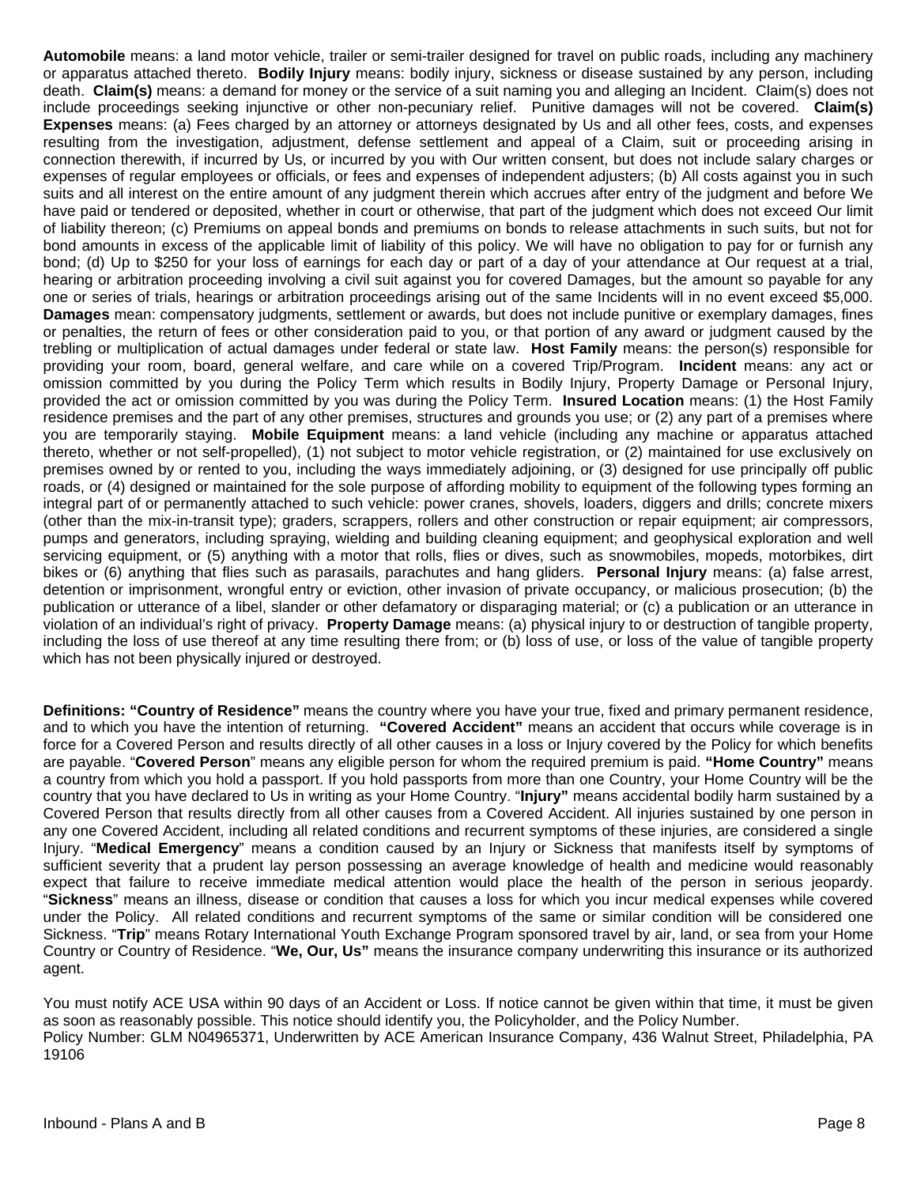**Automobile** means: a land motor vehicle, trailer or semi-trailer designed for travel on public roads, including any machinery or apparatus attached thereto. **Bodily Injury** means: bodily injury, sickness or disease sustained by any person, including death. **Claim(s)** means: a demand for money or the service of a suit naming you and alleging an Incident. Claim(s) does not include proceedings seeking injunctive or other non-pecuniary relief. Punitive damages will not be covered. **Claim(s) Expenses** means: (a) Fees charged by an attorney or attorneys designated by Us and all other fees, costs, and expenses resulting from the investigation, adjustment, defense settlement and appeal of a Claim, suit or proceeding arising in connection therewith, if incurred by Us, or incurred by you with Our written consent, but does not include salary charges or expenses of regular employees or officials, or fees and expenses of independent adjusters; (b) All costs against you in such suits and all interest on the entire amount of any judgment therein which accrues after entry of the judgment and before We have paid or tendered or deposited, whether in court or otherwise, that part of the judgment which does not exceed Our limit of liability thereon; (c) Premiums on appeal bonds and premiums on bonds to release attachments in such suits, but not for bond amounts in excess of the applicable limit of liability of this policy. We will have no obligation to pay for or furnish any bond; (d) Up to $250 for your loss of earnings for each day or part of a day of your attendance at Our request at a trial, hearing or arbitration proceeding involving a civil suit against you for covered Damages, but the amount so payable for any one or series of trials, hearings or arbitration proceedings arising out of the same Incidents will in no event exceed $5,000. **Damages** mean: compensatory judgments, settlement or awards, but does not include punitive or exemplary damages, fines or penalties, the return of fees or other consideration paid to you, or that portion of any award or judgment caused by the trebling or multiplication of actual damages under federal or state law. **Host Family** means: the person(s) responsible for providing your room, board, general welfare, and care while on a covered Trip/Program. **Incident** means: any act or omission committed by you during the Policy Term which results in Bodily Injury, Property Damage or Personal Injury, provided the act or omission committed by you was during the Policy Term. **Insured Location** means: (1) the Host Family residence premises and the part of any other premises, structures and grounds you use; or (2) any part of a premises where you are temporarily staying. **Mobile Equipment** means: a land vehicle (including any machine or apparatus attached thereto, whether or not self-propelled), (1) not subject to motor vehicle registration, or (2) maintained for use exclusively on premises owned by or rented to you, including the ways immediately adjoining, or (3) designed for use principally off public roads, or (4) designed or maintained for the sole purpose of affording mobility to equipment of the following types forming an integral part of or permanently attached to such vehicle: power cranes, shovels, loaders, diggers and drills; concrete mixers (other than the mix-in-transit type); graders, scrappers, rollers and other construction or repair equipment; air compressors, pumps and generators, including spraying, wielding and building cleaning equipment; and geophysical exploration and well servicing equipment, or (5) anything with a motor that rolls, flies or dives, such as snowmobiles, mopeds, motorbikes, dirt bikes or (6) anything that flies such as parasails, parachutes and hang gliders. **Personal Injury** means: (a) false arrest, detention or imprisonment, wrongful entry or eviction, other invasion of private occupancy, or malicious prosecution; (b) the publication or utterance of a libel, slander or other defamatory or disparaging material; or (c) a publication or an utterance in violation of an individual's right of privacy. **Property Damage** means: (a) physical injury to or destruction of tangible property, including the loss of use thereof at any time resulting there from; or (b) loss of use, or loss of the value of tangible property which has not been physically injured or destroyed.

**Definitions: "Country of Residence"** means the country where you have your true, fixed and primary permanent residence, and to which you have the intention of returning. **"Covered Accident"** means an accident that occurs while coverage is in force for a Covered Person and results directly of all other causes in a loss or Injury covered by the Policy for which benefits are payable. "**Covered Person**" means any eligible person for whom the required premium is paid. **"Home Country"** means a country from which you hold a passport. If you hold passports from more than one Country, your Home Country will be the country that you have declared to Us in writing as your Home Country. "**Injury"** means accidental bodily harm sustained by a Covered Person that results directly from all other causes from a Covered Accident. All injuries sustained by one person in any one Covered Accident, including all related conditions and recurrent symptoms of these injuries, are considered a single Injury. "**Medical Emergency**" means a condition caused by an Injury or Sickness that manifests itself by symptoms of sufficient severity that a prudent lay person possessing an average knowledge of health and medicine would reasonably expect that failure to receive immediate medical attention would place the health of the person in serious jeopardy. "**Sickness**" means an illness, disease or condition that causes a loss for which you incur medical expenses while covered under the Policy. All related conditions and recurrent symptoms of the same or similar condition will be considered one Sickness. "**Trip**" means Rotary International Youth Exchange Program sponsored travel by air, land, or sea from your Home Country or Country of Residence. "**We, Our, Us"** means the insurance company underwriting this insurance or its authorized agent.

You must notify ACE USA within 90 days of an Accident or Loss. If notice cannot be given within that time, it must be given as soon as reasonably possible. This notice should identify you, the Policyholder, and the Policy Number.
Policy Number: GLM N04965371, Underwritten by ACE American Insurance Company, 436 Walnut Street, Philadelphia, PA 19106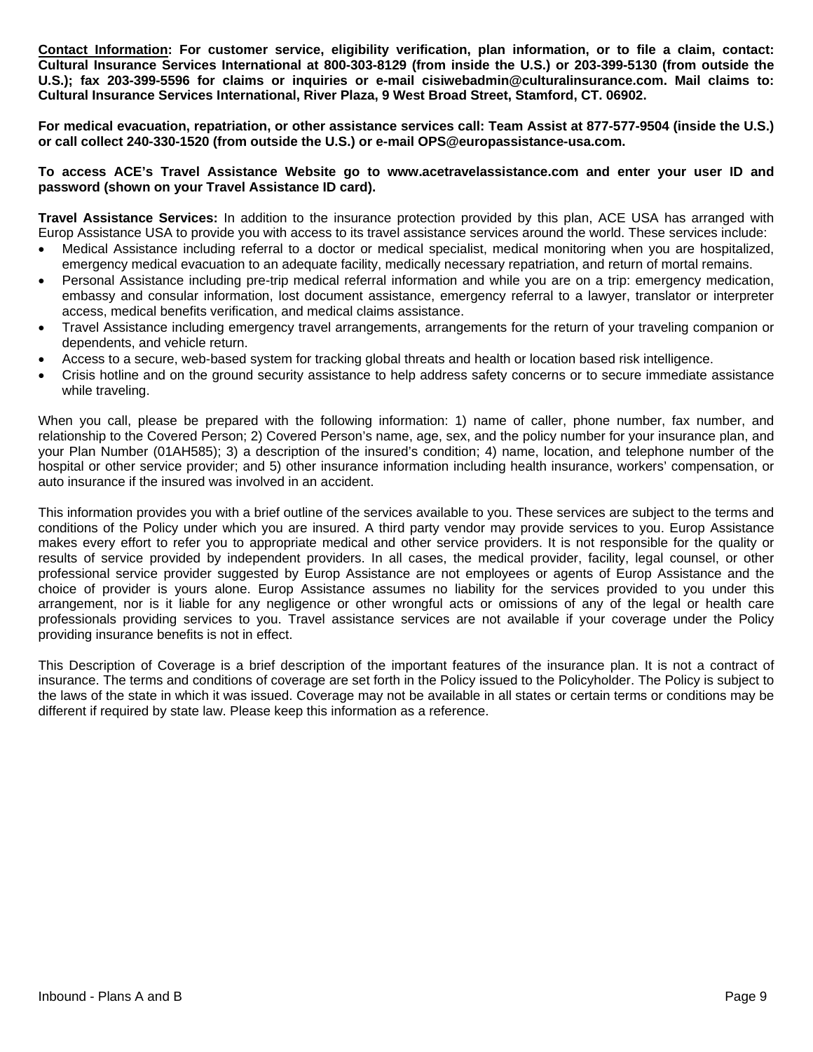**<u>Contact Information</u>: For customer service, eligibility verification, plan information, or to file a claim, contact: Cultural Insurance Services International at 800-303-8129 (from inside the U.S.) or 203-399-5130 (from outside the U.S.); fax 203-399-5596 for claims or inquiries or e-mail cisiwebadmin@culturalinsurance.com. Mail claims to: Cultural Insurance Services International, River Plaza, 9 West Broad Street, Stamford, CT. 06902.**

**For medical evacuation, repatriation, or other assistance services call: Team Assist at 877-577-9504 (inside the U.S.) or call collect 240-330-1520 (from outside the U.S.) or e-mail OPS@europassistance-usa.com.**

**To access ACE's Travel Assistance Website go to www.acetravelassistance.com and enter your user ID and password (shown on your Travel Assistance ID card).**

**Travel Assistance Services:** In addition to the insurance protection provided by this plan, ACE USA has arranged with Europ Assistance USA to provide you with access to its travel assistance services around the world. These services include:

- Medical Assistance including referral to a doctor or medical specialist, medical monitoring when you are hospitalized, emergency medical evacuation to an adequate facility, medically necessary repatriation, and return of mortal remains.
- Personal Assistance including pre-trip medical referral information and while you are on a trip: emergency medication, embassy and consular information, lost document assistance, emergency referral to a lawyer, translator or interpreter access, medical benefits verification, and medical claims assistance.
- Travel Assistance including emergency travel arrangements, arrangements for the return of your traveling companion or dependents, and vehicle return.
- Access to a secure, web-based system for tracking global threats and health or location based risk intelligence.
- Crisis hotline and on the ground security assistance to help address safety concerns or to secure immediate assistance while traveling.

When you call, please be prepared with the following information: 1) name of caller, phone number, fax number, and relationship to the Covered Person; 2) Covered Person's name, age, sex, and the policy number for your insurance plan, and your Plan Number (01AH585); 3) a description of the insured's condition; 4) name, location, and telephone number of the hospital or other service provider; and 5) other insurance information including health insurance, workers' compensation, or auto insurance if the insured was involved in an accident.

This information provides you with a brief outline of the services available to you. These services are subject to the terms and conditions of the Policy under which you are insured. A third party vendor may provide services to you. Europ Assistance makes every effort to refer you to appropriate medical and other service providers. It is not responsible for the quality or results of service provided by independent providers. In all cases, the medical provider, facility, legal counsel, or other professional service provider suggested by Europ Assistance are not employees or agents of Europ Assistance and the choice of provider is yours alone. Europ Assistance assumes no liability for the services provided to you under this arrangement, nor is it liable for any negligence or other wrongful acts or omissions of any of the legal or health care professionals providing services to you. Travel assistance services are not available if your coverage under the Policy providing insurance benefits is not in effect.

This Description of Coverage is a brief description of the important features of the insurance plan. It is not a contract of insurance. The terms and conditions of coverage are set forth in the Policy issued to the Policyholder. The Policy is subject to the laws of the state in which it was issued. Coverage may not be available in all states or certain terms or conditions may be different if required by state law. Please keep this information as a reference.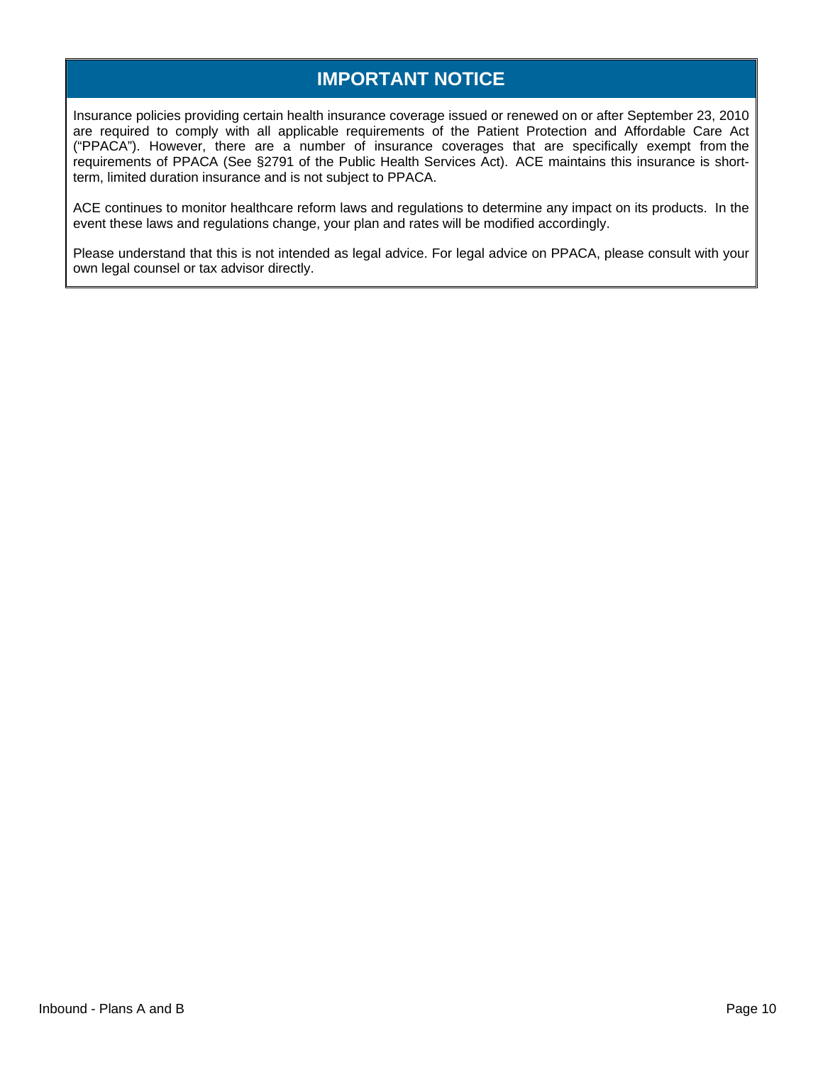# IMPORTANT NOTICE

Insurance policies providing certain health insurance coverage issued or renewed on or after September 23, 2010 are required to comply with all applicable requirements of the Patient Protection and Affordable Care Act ("PPACA"). However, there are a number of insurance coverages that are specifically exempt from the requirements of PPACA (See §2791 of the Public Health Services Act). ACE maintains this insurance is short-term, limited duration insurance and is not subject to PPACA.

ACE continues to monitor healthcare reform laws and regulations to determine any impact on its products. In the event these laws and regulations change, your plan and rates will be modified accordingly.

Please understand that this is not intended as legal advice. For legal advice on PPACA, please consult with your own legal counsel or tax advisor directly.